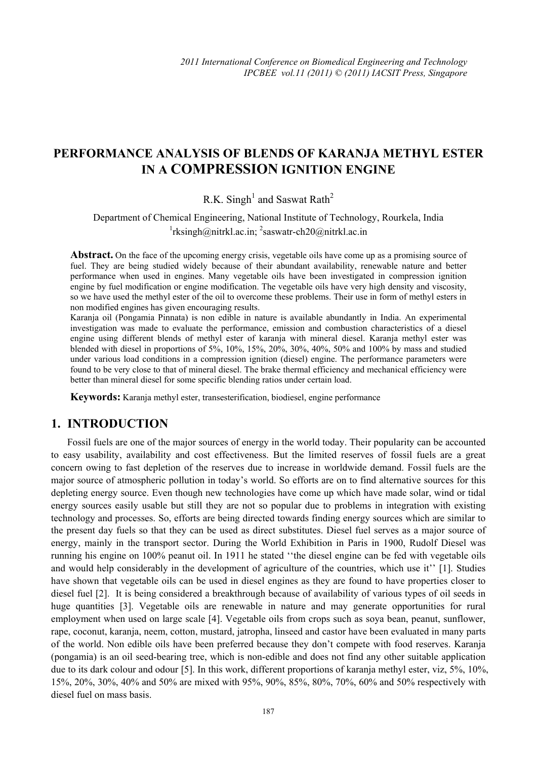# PERFORMANCE ANALYSIS OF BLENDS OF KARANJA METHYL ESTER IN A COMPRESSION IGNITION ENGINE

R.K. Singh[1] and Saswat Rath[2]

Department of Chemical Engineering, National Institute of Technology, Rourkela, India
[1]rksingh@nitrkl.ac.in; [2]saswatr-ch20@nitrkl.ac.in

**Abstract.** On the face of the upcoming energy crisis, vegetable oils have come up as a promising source of fuel. They are being studied widely because of their abundant availability, renewable nature and better performance when used in engines. Many vegetable oils have been investigated in compression ignition engine by fuel modification or engine modification. The vegetable oils have very high density and viscosity, so we have used the methyl ester of the oil to overcome these problems. Their use in form of methyl esters in non modified engines has given encouraging results.
Karanja oil (Pongamia Pinnata) is non edible in nature is available abundantly in India. An experimental investigation was made to evaluate the performance, emission and combustion characteristics of a diesel engine using different blends of methyl ester of karanja with mineral diesel. Karanja methyl ester was blended with diesel in proportions of 5%, 10%, 15%, 20%, 30%, 40%, 50% and 100% by mass and studied under various load conditions in a compression ignition (diesel) engine. The performance parameters were found to be very close to that of mineral diesel. The brake thermal efficiency and mechanical efficiency were better than mineral diesel for some specific blending ratios under certain load.

**Keywords:** Karanja methyl ester, transesterification, biodiesel, engine performance

## 1. INTRODUCTION

Fossil fuels are one of the major sources of energy in the world today. Their popularity can be accounted to easy usability, availability and cost effectiveness. But the limited reserves of fossil fuels are a great concern owing to fast depletion of the reserves due to increase in worldwide demand. Fossil fuels are the major source of atmospheric pollution in today's world. So efforts are on to find alternative sources for this depleting energy source. Even though new technologies have come up which have made solar, wind or tidal energy sources easily usable but still they are not so popular due to problems in integration with existing technology and processes. So, efforts are being directed towards finding energy sources which are similar to the present day fuels so that they can be used as direct substitutes. Diesel fuel serves as a major source of energy, mainly in the transport sector. During the World Exhibition in Paris in 1900, Rudolf Diesel was running his engine on 100% peanut oil. In 1911 he stated ''the diesel engine can be fed with vegetable oils and would help considerably in the development of agriculture of the countries, which use it'' [1]. Studies have shown that vegetable oils can be used in diesel engines as they are found to have properties closer to diesel fuel [2]. It is being considered a breakthrough because of availability of various types of oil seeds in huge quantities [3]. Vegetable oils are renewable in nature and may generate opportunities for rural employment when used on large scale [4]. Vegetable oils from crops such as soya bean, peanut, sunflower, rape, coconut, karanja, neem, cotton, mustard, jatropha, linseed and castor have been evaluated in many parts of the world. Non edible oils have been preferred because they don't compete with food reserves. Karanja (pongamia) is an oil seed-bearing tree, which is non-edible and does not find any other suitable application due to its dark colour and odour [5]. In this work, different proportions of karanja methyl ester, viz, 5%, 10%, 15%, 20%, 30%, 40% and 50% are mixed with 95%, 90%, 85%, 80%, 70%, 60% and 50% respectively with diesel fuel on mass basis.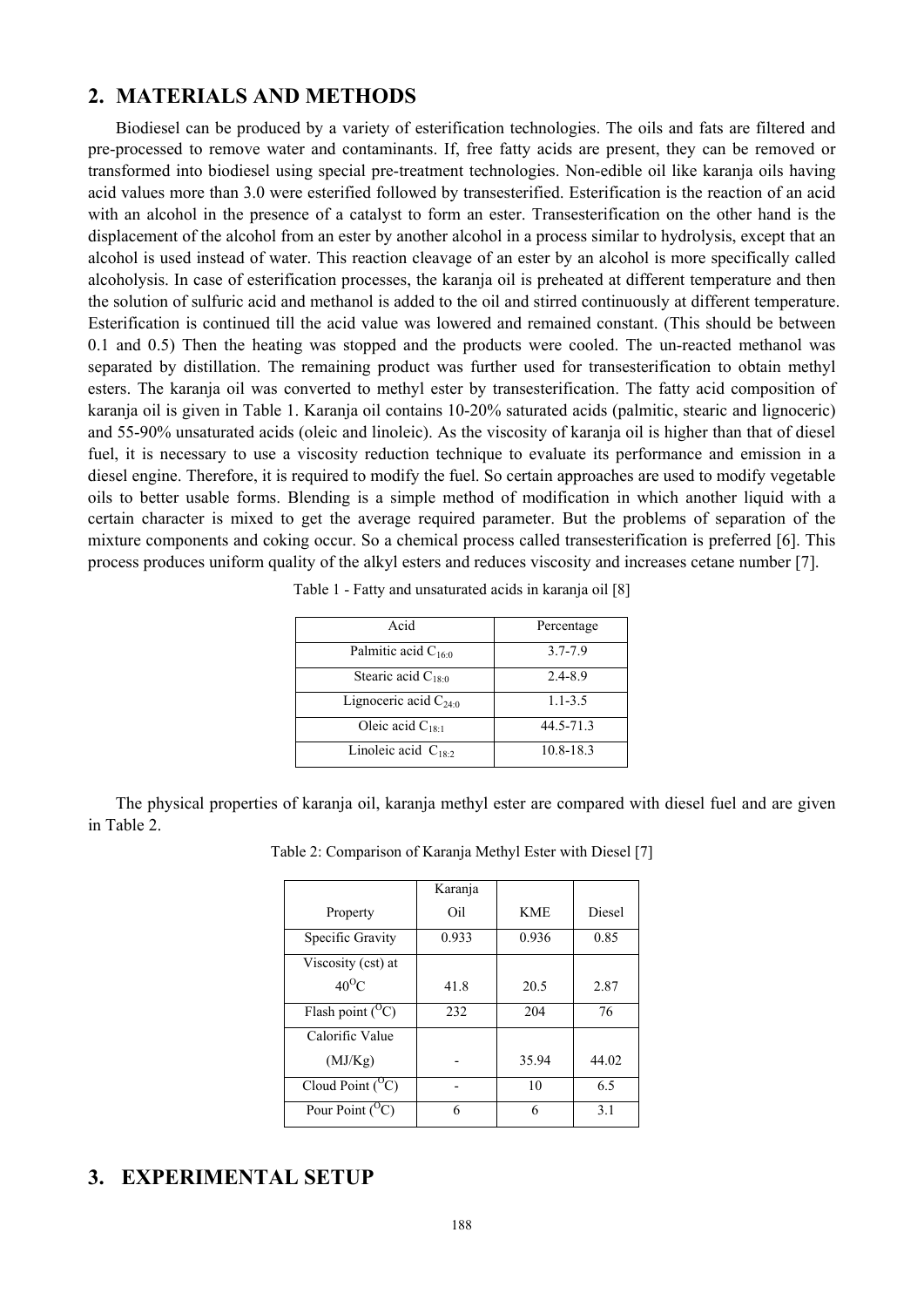## 2. MATERIALS AND METHODS

Biodiesel can be produced by a variety of esterification technologies. The oils and fats are filtered and pre-processed to remove water and contaminants. If, free fatty acids are present, they can be removed or transformed into biodiesel using special pre-treatment technologies. Non-edible oil like karanja oils having acid values more than 3.0 were esterified followed by transesterified. Esterification is the reaction of an acid with an alcohol in the presence of a catalyst to form an ester. Transesterification on the other hand is the displacement of the alcohol from an ester by another alcohol in a process similar to hydrolysis, except that an alcohol is used instead of water. This reaction cleavage of an ester by an alcohol is more specifically called alcoholysis. In case of esterification processes, the karanja oil is preheated at different temperature and then the solution of sulfuric acid and methanol is added to the oil and stirred continuously at different temperature. Esterification is continued till the acid value was lowered and remained constant. (This should be between 0.1 and 0.5) Then the heating was stopped and the products were cooled. The un-reacted methanol was separated by distillation. The remaining product was further used for transesterification to obtain methyl esters. The karanja oil was converted to methyl ester by transesterification. The fatty acid composition of karanja oil is given in Table 1. Karanja oil contains 10-20% saturated acids (palmitic, stearic and lignoceric) and 55-90% unsaturated acids (oleic and linoleic). As the viscosity of karanja oil is higher than that of diesel fuel, it is necessary to use a viscosity reduction technique to evaluate its performance and emission in a diesel engine. Therefore, it is required to modify the fuel. So certain approaches are used to modify vegetable oils to better usable forms. Blending is a simple method of modification in which another liquid with a certain character is mixed to get the average required parameter. But the problems of separation of the mixture components and coking occur. So a chemical process called transesterification is preferred [6]. This process produces uniform quality of the alkyl esters and reduces viscosity and increases cetane number [7].

Table 1 - Fatty and unsaturated acids in karanja oil [8]

| Acid | Percentage |
|---|---|
| Palmitic acid $C_{16:0}$ | 3.7-7.9 |
| Stearic acid $C_{18:0}$ | 2.4-8.9 |
| Lignoceric acid $C_{24:0}$ | 1.1-3.5 |
| Oleic acid $C_{18:1}$ | 44.5-71.3 |
| Linoleic acid $C_{18:2}$ | 10.8-18.3 |

The physical properties of karanja oil, karanja methyl ester are compared with diesel fuel and are given in Table 2.

Table 2: Comparison of Karanja Methyl Ester with Diesel [7]

| Property | Karanja Oil | KME | Diesel |
|---|---|---|---|
| Specific Gravity | 0.933 | 0.936 | 0.85 |
| Viscosity (cst) at $40^{O}C$ | 41.8 | 20.5 | 2.87 |
| Flash point ($^{O}C$) | 232 | 204 | 76 |
| Calorific Value (MJ/Kg) | - | 35.94 | 44.02 |
| Cloud Point ($^{O}C$) | - | 10 | 6.5 |
| Pour Point ($^{O}C$) | 6 | 6 | 3.1 |

## 3. EXPERIMENTAL SETUP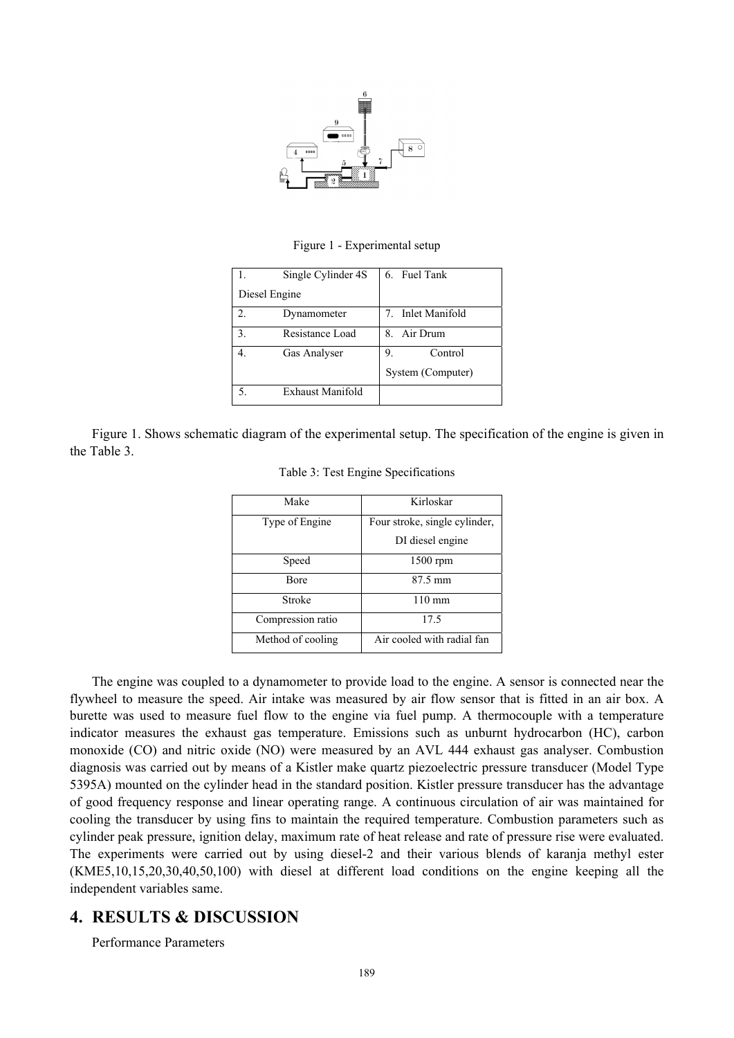Figure 1 - Experimental setup

| | |
|---|---|
| 1. Single Cylinder 4S Diesel Engine | 6. Fuel Tank |
| 2. Dynamometer | 7. Inlet Manifold |
| 3. Resistance Load | 8. Air Drum |
| 4. Gas Analyser | 9. Control System (Computer) |
| 5. Exhaust Manifold | |

Figure 1. Shows schematic diagram of the experimental setup. The specification of the engine is given in the Table 3.

Table 3: Test Engine Specifications

| Make | Kirloskar |
|---|---|
| Type of Engine | Four stroke, single cylinder, DI diesel engine |
| Speed | 1500 rpm |
| Bore | 87.5 mm |
| Stroke | 110 mm |
| Compression ratio | 17.5 |
| Method of cooling | Air cooled with radial fan |

The engine was coupled to a dynamometer to provide load to the engine. A sensor is connected near the flywheel to measure the speed. Air intake was measured by air flow sensor that is fitted in an air box. A burette was used to measure fuel flow to the engine via fuel pump. A thermocouple with a temperature indicator measures the exhaust gas temperature. Emissions such as unburnt hydrocarbon (HC), carbon monoxide (CO) and nitric oxide (NO) were measured by an AVL 444 exhaust gas analyser. Combustion diagnosis was carried out by means of a Kistler make quartz piezoelectric pressure transducer (Model Type 5395A) mounted on the cylinder head in the standard position. Kistler pressure transducer has the advantage of good frequency response and linear operating range. A continuous circulation of air was maintained for cooling the transducer by using fins to maintain the required temperature. Combustion parameters such as cylinder peak pressure, ignition delay, maximum rate of heat release and rate of pressure rise were evaluated. The experiments were carried out by using diesel-2 and their various blends of karanja methyl ester (KME5,10,15,20,30,40,50,100) with diesel at different load conditions on the engine keeping all the independent variables same.

## 4. RESULTS & DISCUSSION

Performance Parameters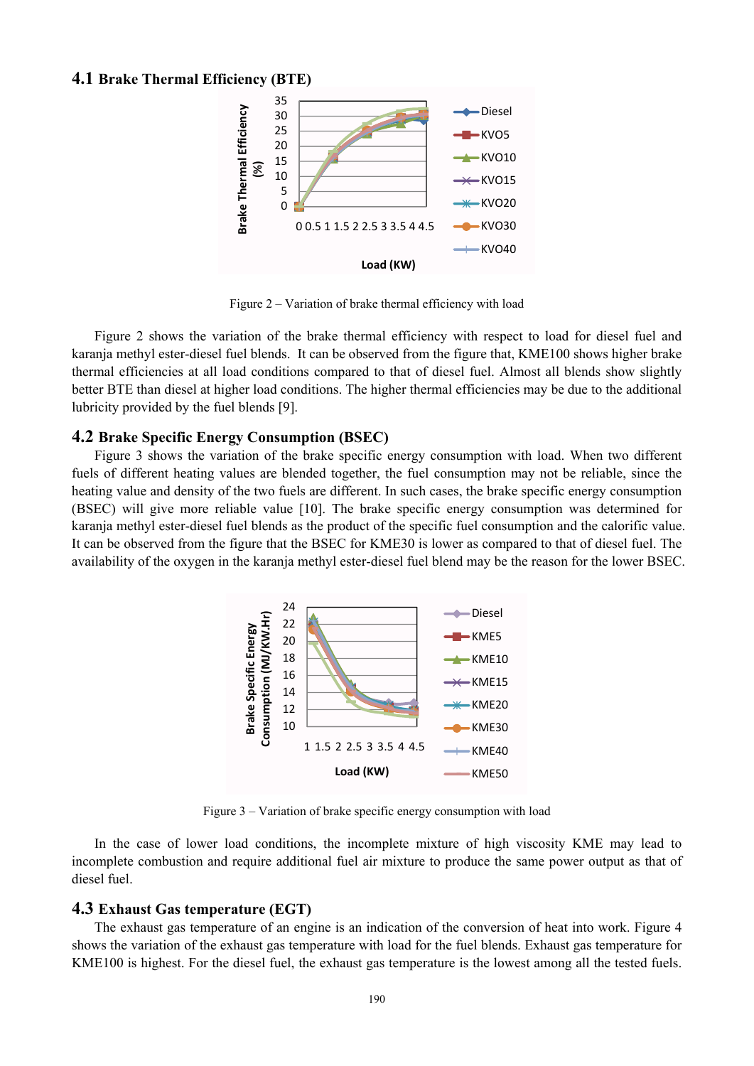## 4.1 Brake Thermal Efficiency (BTE)

Figure 2 – Variation of brake thermal efficiency with load

Figure 2 shows the variation of the brake thermal efficiency with respect to load for diesel fuel and karanja methyl ester-diesel fuel blends. It can be observed from the figure that, KME100 shows higher brake thermal efficiencies at all load conditions compared to that of diesel fuel. Almost all blends show slightly better BTE than diesel at higher load conditions. The higher thermal efficiencies may be due to the additional lubricity provided by the fuel blends [9].

## 4.2 Brake Specific Energy Consumption (BSEC)

Figure 3 shows the variation of the brake specific energy consumption with load. When two different fuels of different heating values are blended together, the fuel consumption may not be reliable, since the heating value and density of the two fuels are different. In such cases, the brake specific energy consumption (BSEC) will give more reliable value [10]. The brake specific energy consumption was determined for karanja methyl ester-diesel fuel blends as the product of the specific fuel consumption and the calorific value. It can be observed from the figure that the BSEC for KME30 is lower as compared to that of diesel fuel. The availability of the oxygen in the karanja methyl ester-diesel fuel blend may be the reason for the lower BSEC.

Figure 3 – Variation of brake specific energy consumption with load

In the case of lower load conditions, the incomplete mixture of high viscosity KME may lead to incomplete combustion and require additional fuel air mixture to produce the same power output as that of diesel fuel.

## 4.3 Exhaust Gas temperature (EGT)

The exhaust gas temperature of an engine is an indication of the conversion of heat into work. Figure 4 shows the variation of the exhaust gas temperature with load for the fuel blends. Exhaust gas temperature for KME100 is highest. For the diesel fuel, the exhaust gas temperature is the lowest among all the tested fuels.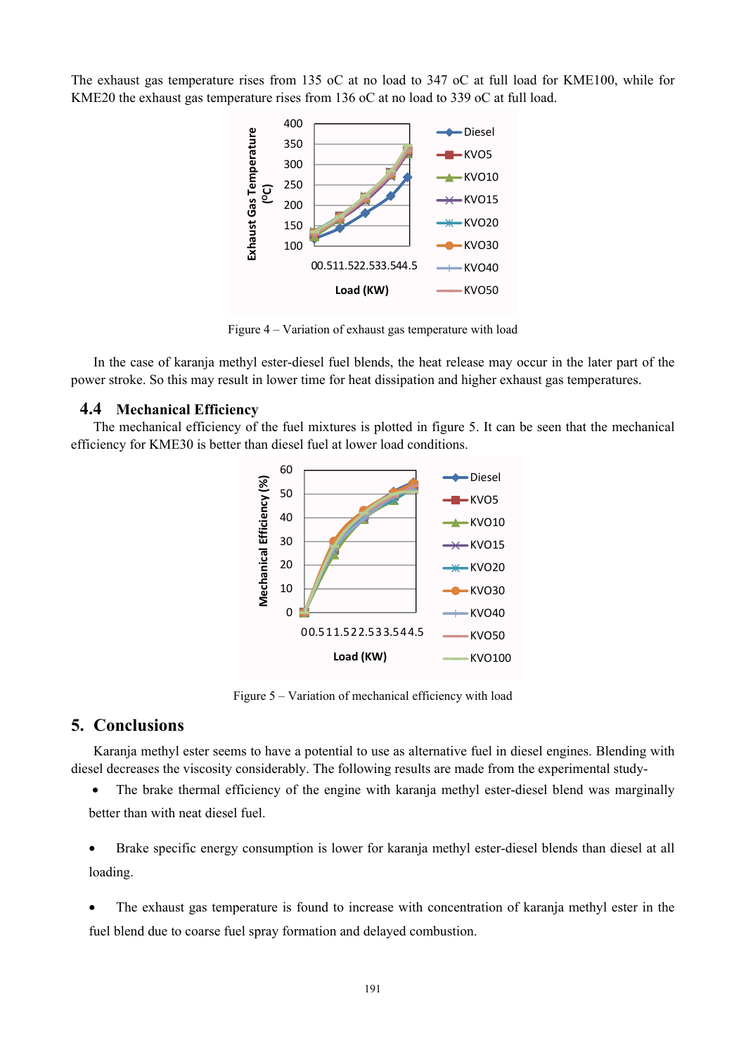The exhaust gas temperature rises from 135 oC at no load to 347 oC at full load for KME100, while for KME20 the exhaust gas temperature rises from 136 oC at no load to 339 oC at full load.

Figure 4 – Variation of exhaust gas temperature with load

In the case of karanja methyl ester-diesel fuel blends, the heat release may occur in the later part of the power stroke. So this may result in lower time for heat dissipation and higher exhaust gas temperatures.

### 4.4 Mechanical Efficiency

The mechanical efficiency of the fuel mixtures is plotted in figure 5. It can be seen that the mechanical efficiency for KME30 is better than diesel fuel at lower load conditions.

Figure 5 – Variation of mechanical efficiency with load

## 5. Conclusions

Karanja methyl ester seems to have a potential to use as alternative fuel in diesel engines. Blending with diesel decreases the viscosity considerably. The following results are made from the experimental study-

- The brake thermal efficiency of the engine with karanja methyl ester-diesel blend was marginally better than with neat diesel fuel.
- Brake specific energy consumption is lower for karanja methyl ester-diesel blends than diesel at all loading.
- The exhaust gas temperature is found to increase with concentration of karanja methyl ester in the fuel blend due to coarse fuel spray formation and delayed combustion.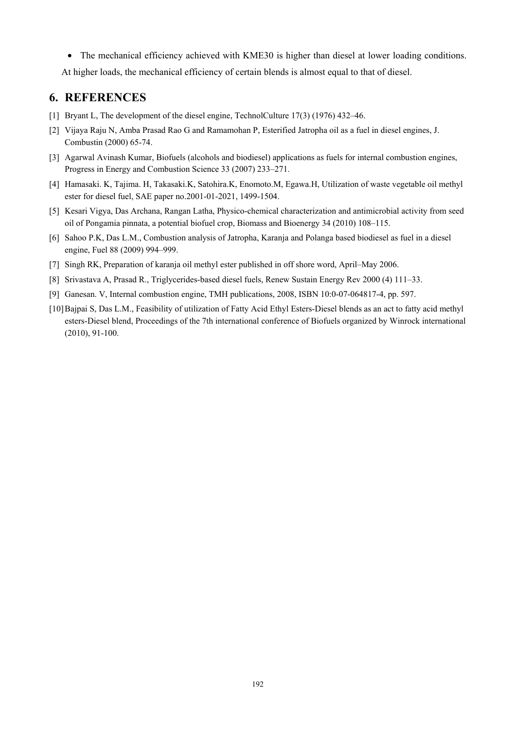- The mechanical efficiency achieved with KME30 is higher than diesel at lower loading conditions. At higher loads, the mechanical efficiency of certain blends is almost equal to that of diesel.

## 6. REFERENCES

[1] Bryant L, The development of the diesel engine, TechnolCulture 17(3) (1976) 432–46.

[2] Vijaya Raju N, Amba Prasad Rao G and Ramamohan P, Esterified Jatropha oil as a fuel in diesel engines, J. Combustin (2000) 65-74.

[3] Agarwal Avinash Kumar, Biofuels (alcohols and biodiesel) applications as fuels for internal combustion engines, Progress in Energy and Combustion Science 33 (2007) 233–271.

[4] Hamasaki. K, Tajima. H, Takasaki.K, Satohira.K, Enomoto.M, Egawa.H, Utilization of waste vegetable oil methyl ester for diesel fuel, SAE paper no.2001-01-2021, 1499-1504.

[5] Kesari Vigya, Das Archana, Rangan Latha, Physico-chemical characterization and antimicrobial activity from seed oil of Pongamia pinnata, a potential biofuel crop, Biomass and Bioenergy 34 (2010) 108–115.

[6] Sahoo P.K, Das L.M., Combustion analysis of Jatropha, Karanja and Polanga based biodiesel as fuel in a diesel engine, Fuel 88 (2009) 994–999.

[7] Singh RK, Preparation of karanja oil methyl ester published in off shore word, April–May 2006.

[8] Srivastava A, Prasad R., Triglycerides-based diesel fuels, Renew Sustain Energy Rev 2000 (4) 111–33.

[9] Ganesan. V, Internal combustion engine, TMH publications, 2008, ISBN 10:0-07-064817-4, pp. 597.

[10] Bajpai S, Das L.M., Feasibility of utilization of Fatty Acid Ethyl Esters-Diesel blends as an act to fatty acid methyl esters-Diesel blend, Proceedings of the 7th international conference of Biofuels organized by Winrock international (2010), 91-100.